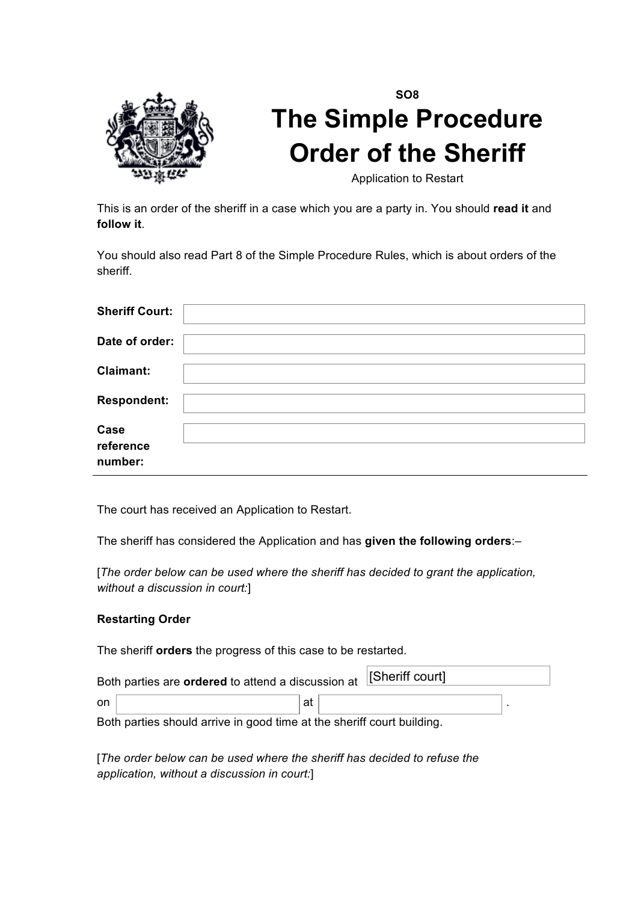SO8

# The Simple Procedure Order of the Sheriff

Application to Restart

This is an order of the sheriff in a case which you are a party in. You should **read it** and **follow it**.

You should also read Part 8 of the Simple Procedure Rules, which is about orders of the sheriff.

| | |
|---|---|
| **Sheriff Court:** | |
| **Date of order:** | |
| **Claimant:** | |
| **Respondent:** | |
| **Case reference number:** | |

The court has received an Application to Restart.

The sheriff has considered the Application and has **given the following orders**:–

[*The order below can be used where the sheriff has decided to grant the application, without a discussion in court:*]

**Restarting Order**

The sheriff **orders** the progress of this case to be restarted.

Both parties are **ordered** to attend a discussion at [Sheriff court]

on ______ at ______ .

Both parties should arrive in good time at the sheriff court building.

[*The order below can be used where the sheriff has decided to refuse the application, without a discussion in court:*]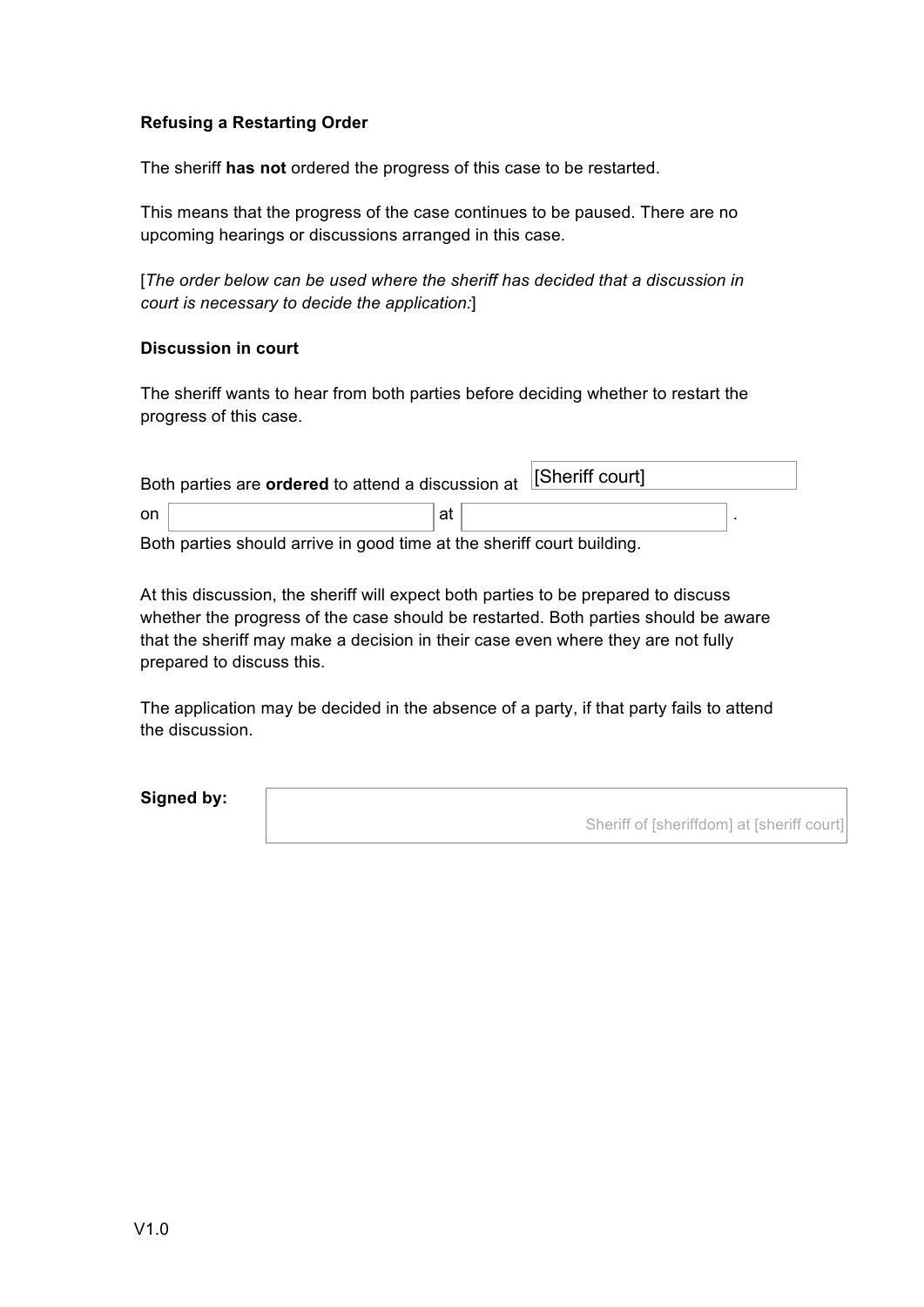**Refusing a Restarting Order**

The sheriff **has not** ordered the progress of this case to be restarted.

This means that the progress of the case continues to be paused. There are no upcoming hearings or discussions arranged in this case.

[*The order below can be used where the sheriff has decided that a discussion in court is necessary to decide the application:*]

**Discussion in court**

The sheriff wants to hear from both parties before deciding whether to restart the progress of this case.

Both parties are **ordered** to attend a discussion at [Sheriff court]

on ______________ at ______________ .

Both parties should arrive in good time at the sheriff court building.

At this discussion, the sheriff will expect both parties to be prepared to discuss whether the progress of the case should be restarted. Both parties should be aware that the sheriff may make a decision in their case even where they are not fully prepared to discuss this.

The application may be decided in the absence of a party, if that party fails to attend the discussion.

**Signed by:**

Sheriff of [sheriffdom] at [sheriff court]

V1.0